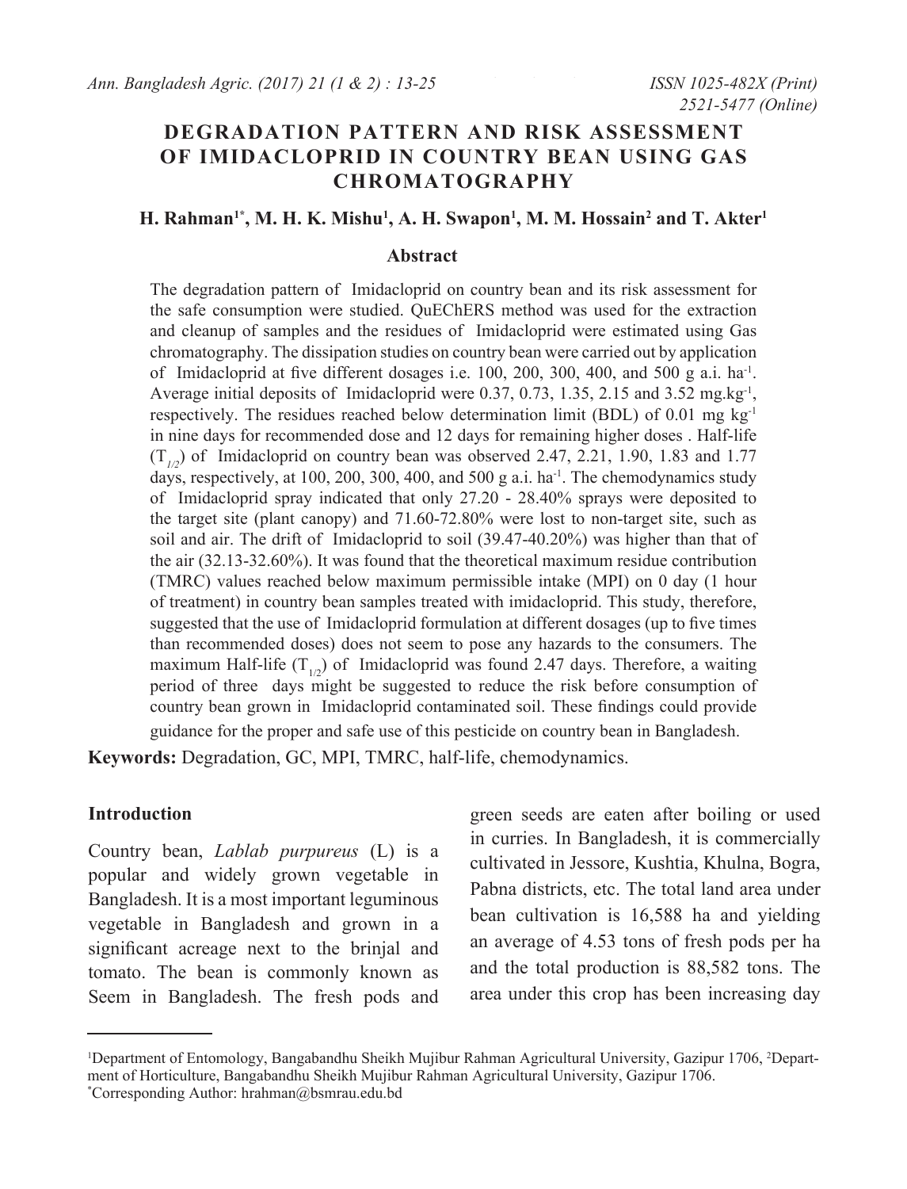# DEGRADATION PATTERN AND RISK ASSESSMENT OF IMIDACLOPRID IN COUNTRY BEAN USING GAS CHROMATOGRAPHY

**H. Rahman[1*], M. H. K. Mishu[1], A. H. Swapon[1], M. M. Hossain[2] and T. Akter[1]**

## Abstract

The degradation pattern of Imidacloprid on country bean and its risk assessment for the safe consumption were studied. QuEChERS method was used for the extraction and cleanup of samples and the residues of Imidacloprid were estimated using Gas chromatography. The dissipation studies on country bean were carried out by application of Imidacloprid at five different dosages i.e. 100, 200, 300, 400, and 500 g a.i. ha$^{-1}$. Average initial deposits of Imidacloprid were 0.37, 0.73, 1.35, 2.15 and 3.52 mg.kg$^{-1}$, respectively. The residues reached below determination limit (BDL) of 0.01 mg kg$^{-1}$ in nine days for recommended dose and 12 days for remaining higher doses . Half-life ($T_{1/2}$) of Imidacloprid on country bean was observed 2.47, 2.21, 1.90, 1.83 and 1.77 days, respectively, at 100, 200, 300, 400, and 500 g a.i. ha$^{-1}$. The chemodynamics study of Imidacloprid spray indicated that only 27.20 - 28.40% sprays were deposited to the target site (plant canopy) and 71.60-72.80% were lost to non-target site, such as soil and air. The drift of Imidacloprid to soil (39.47-40.20%) was higher than that of the air (32.13-32.60%). It was found that the theoretical maximum residue contribution (TMRC) values reached below maximum permissible intake (MPI) on 0 day (1 hour of treatment) in country bean samples treated with imidacloprid. This study, therefore, suggested that the use of Imidacloprid formulation at different dosages (up to five times than recommended doses) does not seem to pose any hazards to the consumers. The maximum Half-life ($T_{1/2}$) of Imidacloprid was found 2.47 days. Therefore, a waiting period of three days might be suggested to reduce the risk before consumption of country bean grown in Imidacloprid contaminated soil. These findings could provide guidance for the proper and safe use of this pesticide on country bean in Bangladesh.

**Keywords:** Degradation, GC, MPI, TMRC, half-life, chemodynamics.

## Introduction

Country bean, *Lablab purpureus* (L) is a popular and widely grown vegetable in Bangladesh. It is a most important leguminous vegetable in Bangladesh and grown in a significant acreage next to the brinjal and tomato. The bean is commonly known as Seem in Bangladesh. The fresh pods and green seeds are eaten after boiling or used in curries. In Bangladesh, it is commercially cultivated in Jessore, Kushtia, Khulna, Bogra, Pabna districts, etc. The total land area under bean cultivation is 16,588 ha and yielding an average of 4.53 tons of fresh pods per ha and the total production is 88,582 tons. The area under this crop has been increasing day

---

[1]Department of Entomology, Bangabandhu Sheikh Mujibur Rahman Agricultural University, Gazipur 1706, [2]Department of Horticulture, Bangabandhu Sheikh Mujibur Rahman Agricultural University, Gazipur 1706.
[*]Corresponding Author: hrahman@bsmrau.edu.bd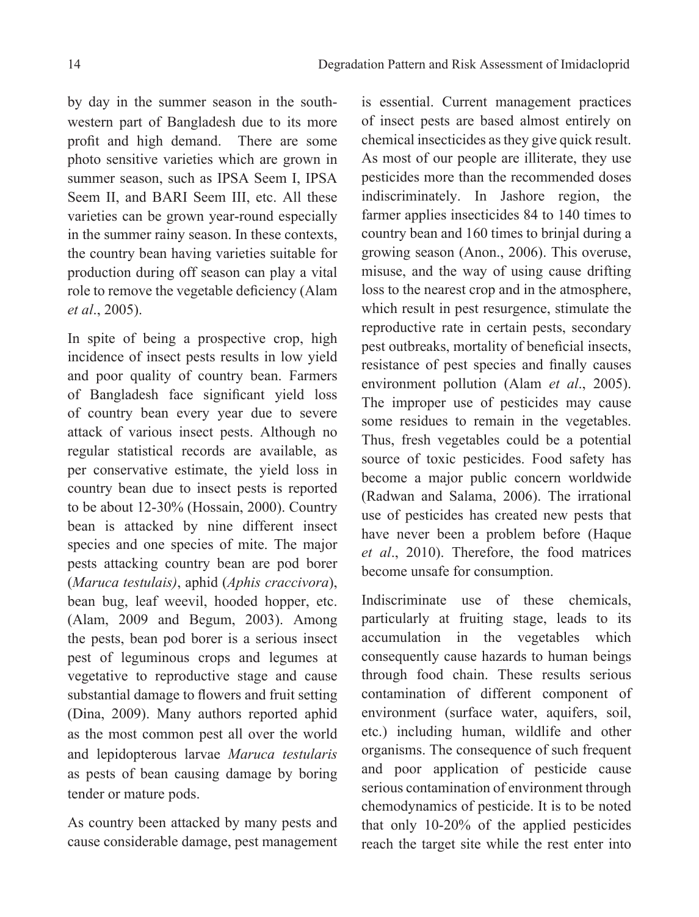by day in the summer season in the south-western part of Bangladesh due to its more profit and high demand. There are some photo sensitive varieties which are grown in summer season, such as IPSA Seem I, IPSA Seem II, and BARI Seem III, etc. All these varieties can be grown year-round especially in the summer rainy season. In these contexts, the country bean having varieties suitable for production during off season can play a vital role to remove the vegetable deficiency (Alam *et al*., 2005).

In spite of being a prospective crop, high incidence of insect pests results in low yield and poor quality of country bean. Farmers of Bangladesh face significant yield loss of country bean every year due to severe attack of various insect pests. Although no regular statistical records are available, as per conservative estimate, the yield loss in country bean due to insect pests is reported to be about 12-30% (Hossain, 2000). Country bean is attacked by nine different insect species and one species of mite. The major pests attacking country bean are pod borer (*Maruca testulais)*, aphid (*Aphis craccivora*), bean bug, leaf weevil, hooded hopper, etc. (Alam, 2009 and Begum, 2003). Among the pests, bean pod borer is a serious insect pest of leguminous crops and legumes at vegetative to reproductive stage and cause substantial damage to flowers and fruit setting (Dina, 2009). Many authors reported aphid as the most common pest all over the world and lepidopterous larvae *Maruca testularis* as pests of bean causing damage by boring tender or mature pods.

As country been attacked by many pests and cause considerable damage, pest management is essential. Current management practices of insect pests are based almost entirely on chemical insecticides as they give quick result. As most of our people are illiterate, they use pesticides more than the recommended doses indiscriminately. In Jashore region, the farmer applies insecticides 84 to 140 times to country bean and 160 times to brinjal during a growing season (Anon., 2006). This overuse, misuse, and the way of using cause drifting loss to the nearest crop and in the atmosphere, which result in pest resurgence, stimulate the reproductive rate in certain pests, secondary pest outbreaks, mortality of beneficial insects, resistance of pest species and finally causes environment pollution (Alam *et al*., 2005). The improper use of pesticides may cause some residues to remain in the vegetables. Thus, fresh vegetables could be a potential source of toxic pesticides. Food safety has become a major public concern worldwide (Radwan and Salama, 2006). The irrational use of pesticides has created new pests that have never been a problem before (Haque *et al*., 2010). Therefore, the food matrices become unsafe for consumption.

Indiscriminate use of these chemicals, particularly at fruiting stage, leads to its accumulation in the vegetables which consequently cause hazards to human beings through food chain. These results serious contamination of different component of environment (surface water, aquifers, soil, etc.) including human, wildlife and other organisms. The consequence of such frequent and poor application of pesticide cause serious contamination of environment through chemodynamics of pesticide. It is to be noted that only 10-20% of the applied pesticides reach the target site while the rest enter into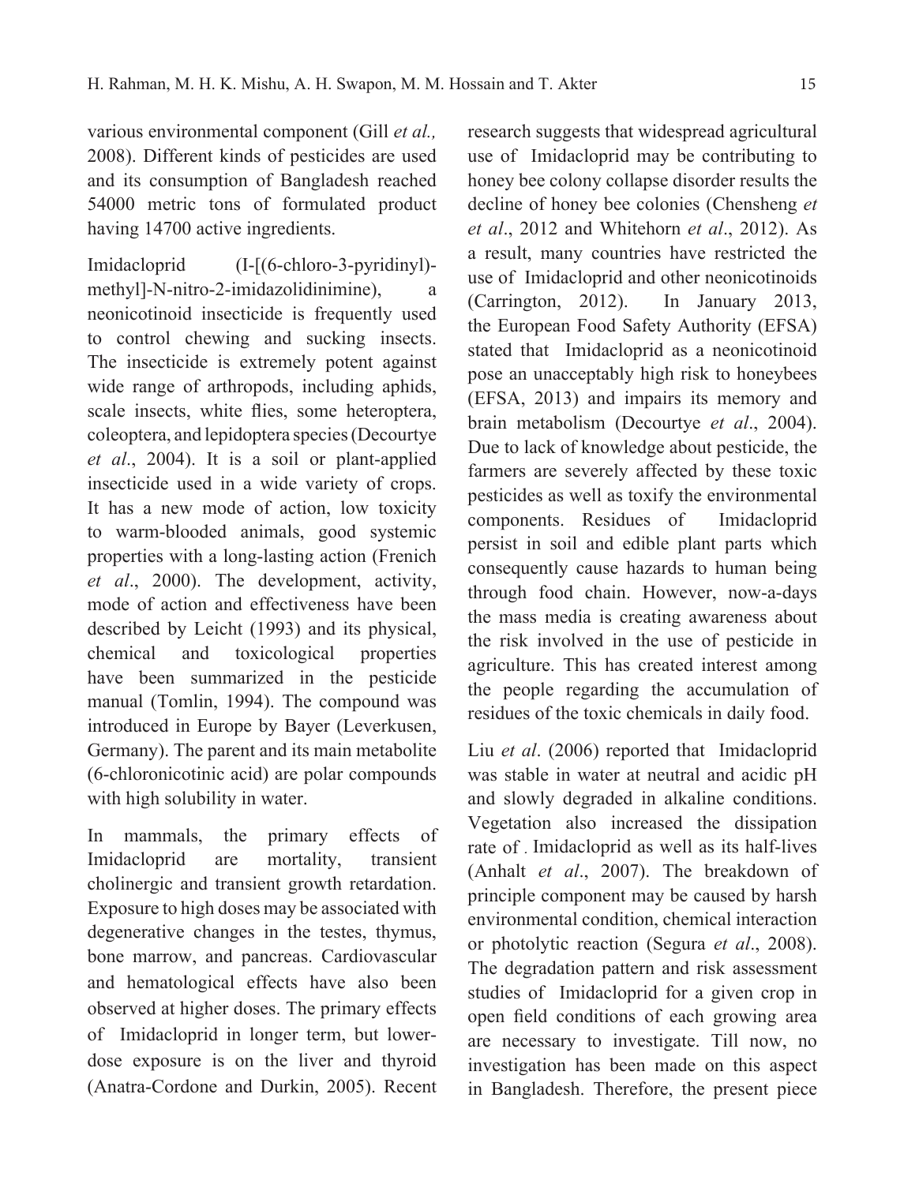various environmental component (Gill *et al.,* 2008). Different kinds of pesticides are used and its consumption of Bangladesh reached 54000 metric tons of formulated product having 14700 active ingredients.

Imidacloprid (I-[(6-chloro-3-pyridinyl)-methyl]-N-nitro-2-imidazolidinimine), a neonicotinoid insecticide is frequently used to control chewing and sucking insects. The insecticide is extremely potent against wide range of arthropods, including aphids, scale insects, white flies, some heteroptera, coleoptera, and lepidoptera species (Decourtye *et al*., 2004). It is a soil or plant-applied insecticide used in a wide variety of crops. It has a new mode of action, low toxicity to warm-blooded animals, good systemic properties with a long-lasting action (Frenich *et al*., 2000). The development, activity, mode of action and effectiveness have been described by Leicht (1993) and its physical, chemical and toxicological properties have been summarized in the pesticide manual (Tomlin, 1994). The compound was introduced in Europe by Bayer (Leverkusen, Germany). The parent and its main metabolite (6-chloronicotinic acid) are polar compounds with high solubility in water.

In mammals, the primary effects of Imidacloprid are mortality, transient cholinergic and transient growth retardation. Exposure to high doses may be associated with degenerative changes in the testes, thymus, bone marrow, and pancreas. Cardiovascular and hematological effects have also been observed at higher doses. The primary effects of Imidacloprid in longer term, but lower-dose exposure is on the liver and thyroid (Anatra-Cordone and Durkin, 2005). Recent research suggests that widespread agricultural use of Imidacloprid may be contributing to honey bee colony collapse disorder results the decline of honey bee colonies (Chensheng *et et al*., 2012 and Whitehorn *et al*., 2012). As a result, many countries have restricted the use of Imidacloprid and other neonicotinoids (Carrington, 2012). In January 2013, the European Food Safety Authority (EFSA) stated that Imidacloprid as a neonicotinoid pose an unacceptably high risk to honeybees (EFSA, 2013) and impairs its memory and brain metabolism (Decourtye *et al*., 2004). Due to lack of knowledge about pesticide, the farmers are severely affected by these toxic pesticides as well as toxify the environmental components. Residues of Imidacloprid persist in soil and edible plant parts which consequently cause hazards to human being through food chain. However, now-a-days the mass media is creating awareness about the risk involved in the use of pesticide in agriculture. This has created interest among the people regarding the accumulation of residues of the toxic chemicals in daily food.

Liu *et al*. (2006) reported that Imidacloprid was stable in water at neutral and acidic pH and slowly degraded in alkaline conditions. Vegetation also increased the dissipation rate of . Imidacloprid as well as its half-lives (Anhalt *et al*., 2007). The breakdown of principle component may be caused by harsh environmental condition, chemical interaction or photolytic reaction (Segura *et al*., 2008). The degradation pattern and risk assessment studies of Imidacloprid for a given crop in open field conditions of each growing area are necessary to investigate. Till now, no investigation has been made on this aspect in Bangladesh. Therefore, the present piece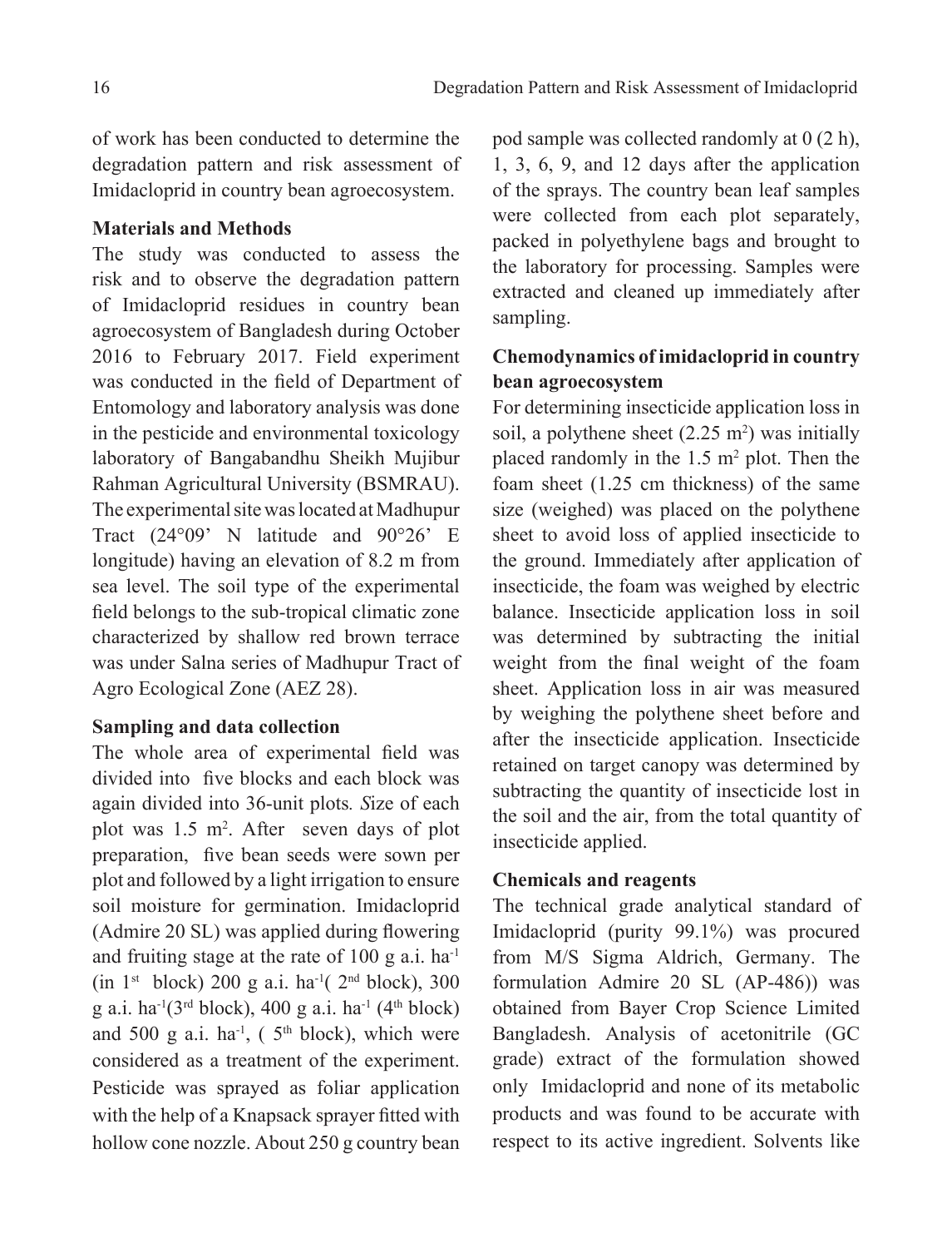of work has been conducted to determine the degradation pattern and risk assessment of Imidacloprid in country bean agroecosystem.

## Materials and Methods

The study was conducted to assess the risk and to observe the degradation pattern of Imidacloprid residues in country bean agroecosystem of Bangladesh during October 2016 to February 2017. Field experiment was conducted in the field of Department of Entomology and laboratory analysis was done in the pesticide and environmental toxicology laboratory of Bangabandhu Sheikh Mujibur Rahman Agricultural University (BSMRAU). The experimental site was located at Madhupur Tract (24°09' N latitude and 90°26' E longitude) having an elevation of 8.2 m from sea level. The soil type of the experimental field belongs to the sub-tropical climatic zone characterized by shallow red brown terrace was under Salna series of Madhupur Tract of Agro Ecological Zone (AEZ 28).

### Sampling and data collection

The whole area of experimental field was divided into five blocks and each block was again divided into 36-unit plots. *S*ize of each plot was 1.5 $m^2$. After seven days of plot preparation, five bean seeds were sown per plot and followed by a light irrigation to ensure soil moisture for germination. Imidacloprid (Admire 20 SL) was applied during flowering and fruiting stage at the rate of 100 g a.i. $ha^{-1}$ (in $1^{st}$ block) 200 g a.i. $ha^{-1}$( $2^{nd}$ block), 300 g a.i. $ha^{-1}$($3^{rd}$ block), 400 g a.i. $ha^{-1}$ ($4^{th}$ block) and 500 g a.i. $ha^{-1}$, ( $5^{th}$ block), which were considered as a treatment of the experiment. Pesticide was sprayed as foliar application with the help of a Knapsack sprayer fitted with hollow cone nozzle. About 250 g country bean pod sample was collected randomly at 0 (2 h), 1, 3, 6, 9, and 12 days after the application of the sprays. The country bean leaf samples were collected from each plot separately, packed in polyethylene bags and brought to the laboratory for processing. Samples were extracted and cleaned up immediately after sampling.

### Chemodynamics of imidacloprid in country bean agroecosystem

For determining insecticide application loss in soil, a polythene sheet (2.25 $m^2$) was initially placed randomly in the 1.5 $m^2$ plot. Then the foam sheet (1.25 cm thickness) of the same size (weighed) was placed on the polythene sheet to avoid loss of applied insecticide to the ground. Immediately after application of insecticide, the foam was weighed by electric balance. Insecticide application loss in soil was determined by subtracting the initial weight from the final weight of the foam sheet. Application loss in air was measured by weighing the polythene sheet before and after the insecticide application. Insecticide retained on target canopy was determined by subtracting the quantity of insecticide lost in the soil and the air, from the total quantity of insecticide applied.

### Chemicals and reagents

The technical grade analytical standard of Imidacloprid (purity 99.1%) was procured from M/S Sigma Aldrich, Germany. The formulation Admire 20 SL (AP-486)) was obtained from Bayer Crop Science Limited Bangladesh. Analysis of acetonitrile (GC grade) extract of the formulation showed only Imidacloprid and none of its metabolic products and was found to be accurate with respect to its active ingredient. Solvents like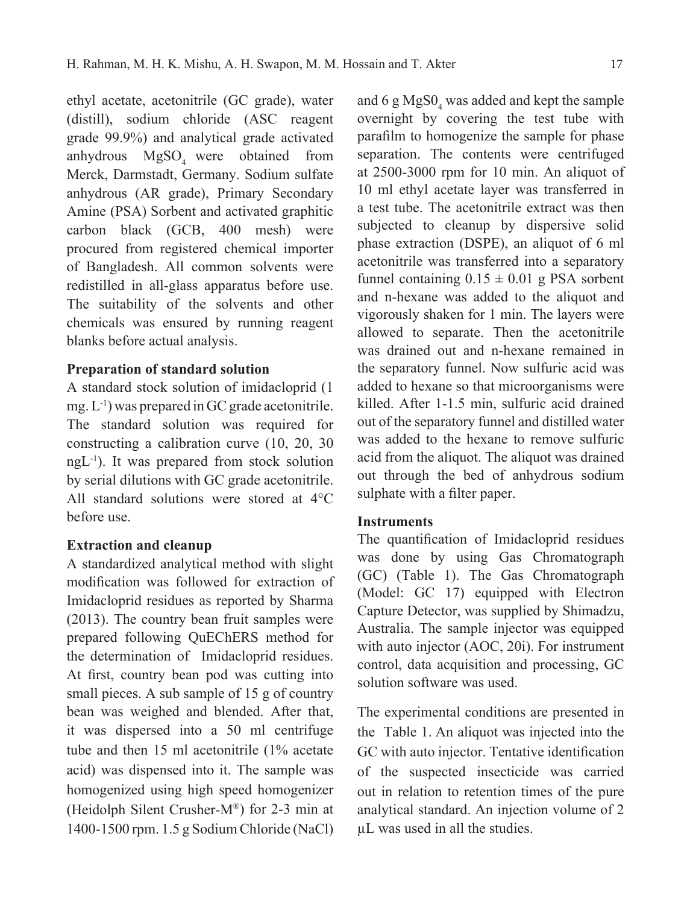ethyl acetate, acetonitrile (GC grade), water (distill), sodium chloride (ASC reagent grade 99.9%) and analytical grade activated anhydrous $MgSO_4$ were obtained from Merck, Darmstadt, Germany. Sodium sulfate anhydrous (AR grade), Primary Secondary Amine (PSA) Sorbent and activated graphitic carbon black (GCB, 400 mesh) were procured from registered chemical importer of Bangladesh. All common solvents were redistilled in all-glass apparatus before use. The suitability of the solvents and other chemicals was ensured by running reagent blanks before actual analysis.

**Preparation of standard solution**

A standard stock solution of imidacloprid (1 mg. $L^{-1}$) was prepared in GC grade acetonitrile. The standard solution was required for constructing a calibration curve (10, 20, 30 $ngL^{-1}$). It was prepared from stock solution by serial dilutions with GC grade acetonitrile. All standard solutions were stored at 4°C before use.

**Extraction and cleanup**

A standardized analytical method with slight modification was followed for extraction of Imidacloprid residues as reported by Sharma (2013). The country bean fruit samples were prepared following QuEChERS method for the determination of Imidacloprid residues. At first, country bean pod was cutting into small pieces. A sub sample of 15 g of country bean was weighed and blended. After that, it was dispersed into a 50 ml centrifuge tube and then 15 ml acetonitrile (1% acetate acid) was dispensed into it. The sample was homogenized using high speed homogenizer (Heidolph Silent Crusher-M®) for 2-3 min at 1400-1500 rpm. 1.5 g Sodium Chloride (NaCl) and 6 g $MgS0_4$ was added and kept the sample overnight by covering the test tube with parafilm to homogenize the sample for phase separation. The contents were centrifuged at 2500-3000 rpm for 10 min. An aliquot of 10 ml ethyl acetate layer was transferred in a test tube. The acetonitrile extract was then subjected to cleanup by dispersive solid phase extraction (DSPE), an aliquot of 6 ml acetonitrile was transferred into a separatory funnel containing 0.15 ± 0.01 g PSA sorbent and n-hexane was added to the aliquot and vigorously shaken for 1 min. The layers were allowed to separate. Then the acetonitrile was drained out and n-hexane remained in the separatory funnel. Now sulfuric acid was added to hexane so that microorganisms were killed. After 1-1.5 min, sulfuric acid drained out of the separatory funnel and distilled water was added to the hexane to remove sulfuric acid from the aliquot. The aliquot was drained out through the bed of anhydrous sodium sulphate with a filter paper.

**Instruments**

The quantification of Imidacloprid residues was done by using Gas Chromatograph (GC) (Table 1). The Gas Chromatograph (Model: GC 17) equipped with Electron Capture Detector, was supplied by Shimadzu, Australia. The sample injector was equipped with auto injector (AOC, 20i). For instrument control, data acquisition and processing, GC solution software was used.

The experimental conditions are presented in the Table 1. An aliquot was injected into the GC with auto injector. Tentative identification of the suspected insecticide was carried out in relation to retention times of the pure analytical standard. An injection volume of 2 μL was used in all the studies.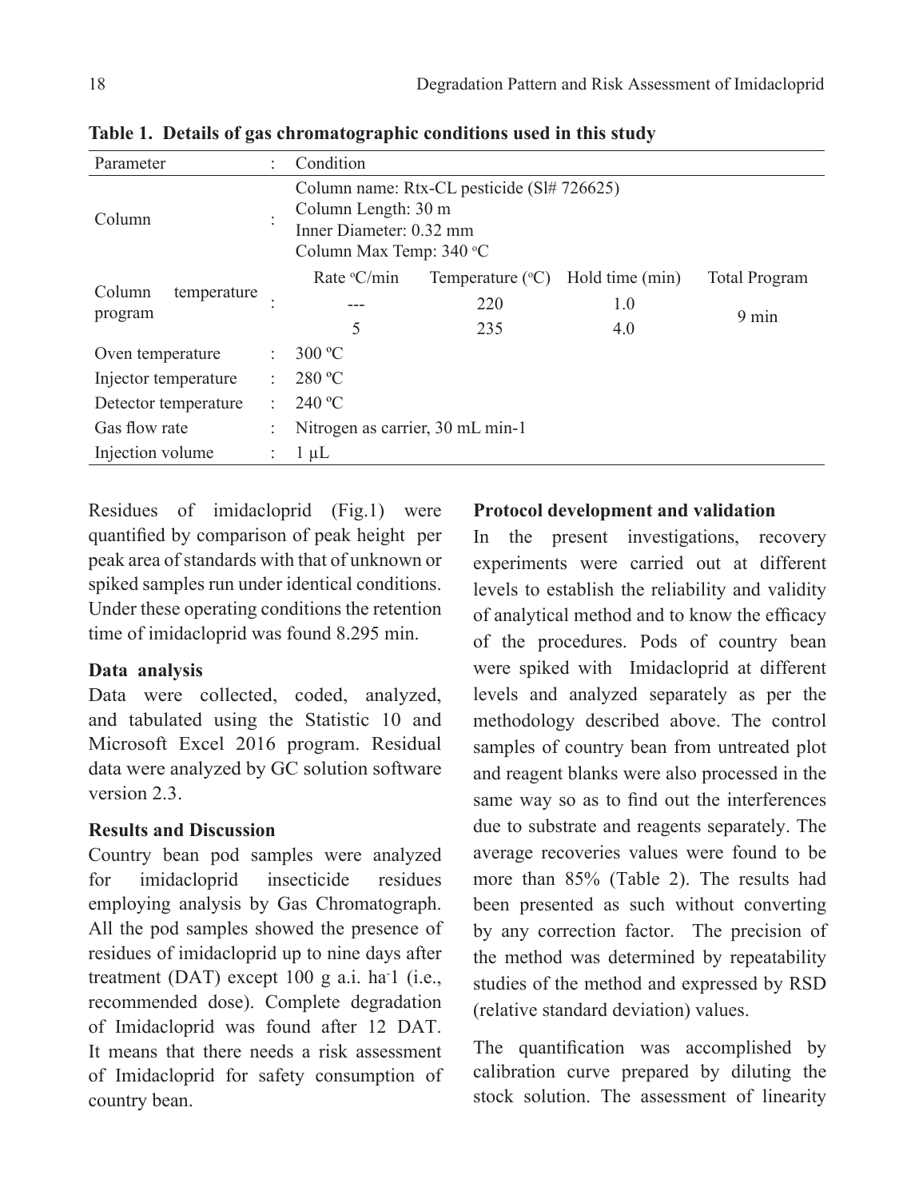**Table 1. Details of gas chromatographic conditions used in this study**

| Parameter | : | Condition | | | |
|---|---|---|---|---|---|
| Column | : | Column name: Rtx-CL pesticide (Sl# 726625)<br>Column Length: 30 m<br>Inner Diameter: 0.32 mm<br>Column Max Temp: 340 °C | | | |
| Column temperature program | : | Rate °C/min | Temperature (°C) | Hold time (min) | Total Program |
| | | --- | 220 | 1.0 | 9 min |
| | | 5 | 235 | 4.0 | |
| Oven temperature | : | 300 ºC | | | |
| Injector temperature | : | 280 ºC | | | |
| Detector temperature | : | 240 ºC | | | |
| Gas flow rate | : | Nitrogen as carrier, 30 mL min-1 | | | |
| Injection volume | : | 1 μL | | | |

Residues of imidacloprid (Fig.1) were quantified by comparison of peak height per peak area of standards with that of unknown or spiked samples run under identical conditions. Under these operating conditions the retention time of imidacloprid was found 8.295 min.

### Data analysis

Data were collected, coded, analyzed, and tabulated using the Statistic 10 and Microsoft Excel 2016 program. Residual data were analyzed by GC solution software version 2.3.

## Results and Discussion

Country bean pod samples were analyzed for imidacloprid insecticide residues employing analysis by Gas Chromatograph. All the pod samples showed the presence of residues of imidacloprid up to nine days after treatment (DAT) except 100 g a.i. ha$^{-1}$ (i.e., recommended dose). Complete degradation of Imidacloprid was found after 12 DAT. It means that there needs a risk assessment of Imidacloprid for safety consumption of country bean.

### Protocol development and validation

In the present investigations, recovery experiments were carried out at different levels to establish the reliability and validity of analytical method and to know the efficacy of the procedures. Pods of country bean were spiked with Imidacloprid at different levels and analyzed separately as per the methodology described above. The control samples of country bean from untreated plot and reagent blanks were also processed in the same way so as to find out the interferences due to substrate and reagents separately. The average recoveries values were found to be more than 85% (Table 2). The results had been presented as such without converting by any correction factor. The precision of the method was determined by repeatability studies of the method and expressed by RSD (relative standard deviation) values.

The quantification was accomplished by calibration curve prepared by diluting the stock solution. The assessment of linearity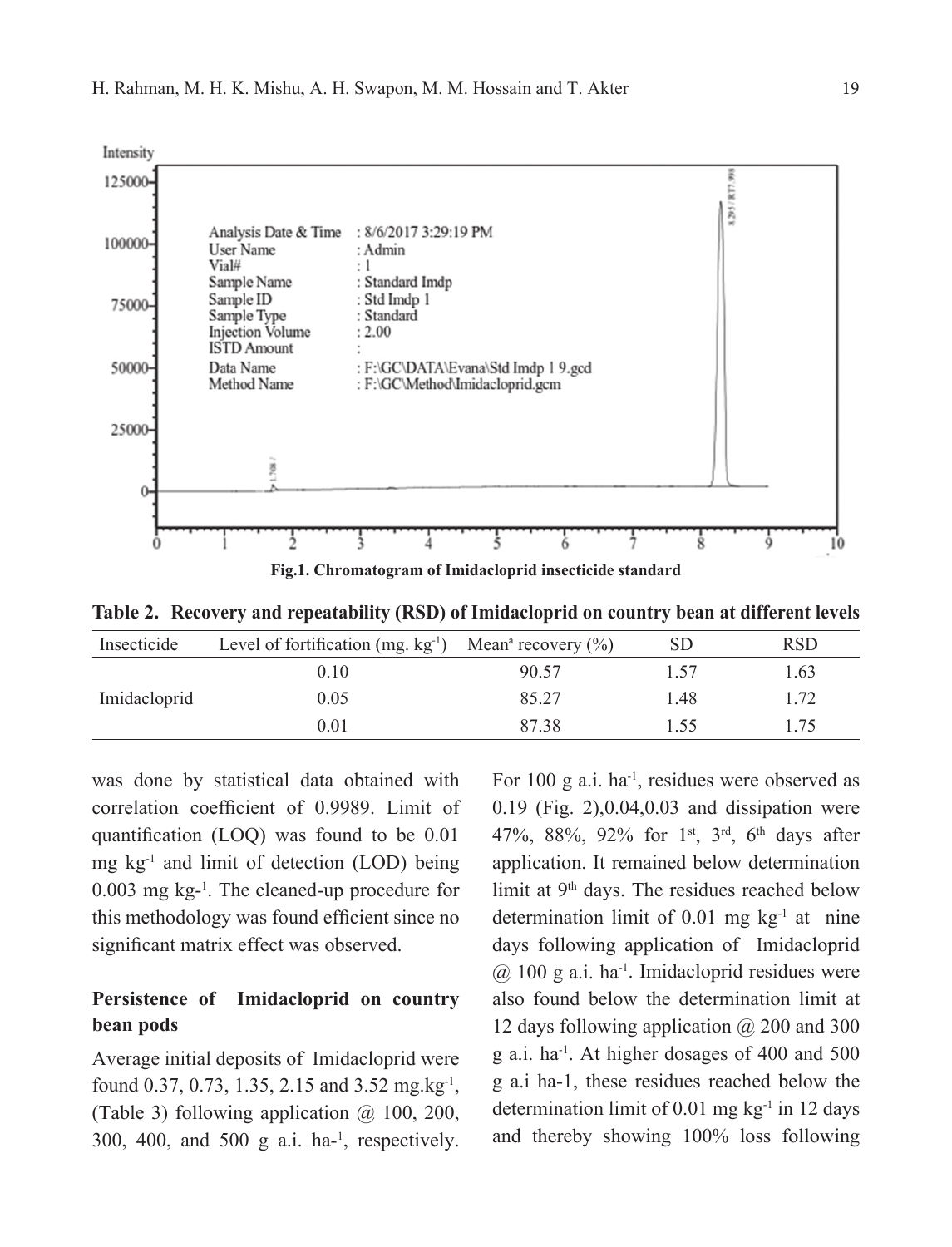Fig.1. Chromatogram of Imidacloprid insecticide standard

**Table 2. Recovery and repeatability (RSD) of Imidacloprid on country bean at different levels**

| Insecticide | Level of fortification (mg. $kg^{-1}$) | Mean[a] recovery (%) | SD | RSD |
|---|---|---|---|---|
| Imidacloprid | 0.10 | 90.57 | 1.57 | 1.63 |
| | 0.05 | 85.27 | 1.48 | 1.72 |
| | 0.01 | 87.38 | 1.55 | 1.75 |

was done by statistical data obtained with correlation coefficient of 0.9989. Limit of quantification (LOQ) was found to be 0.01 mg $kg^{-1}$ and limit of detection (LOD) being 0.003 mg $kg^{-1}$. The cleaned-up procedure for this methodology was found efficient since no significant matrix effect was observed.

### Persistence of Imidacloprid on country bean pods

Average initial deposits of Imidacloprid were found 0.37, 0.73, 1.35, 2.15 and 3.52 mg.$kg^{-1}$, (Table 3) following application @ 100, 200, 300, 400, and 500 g a.i. $ha^{-1}$, respectively. For 100 g a.i. $ha^{-1}$, residues were observed as 0.19 (Fig. 2),0.04,0.03 and dissipation were 47%, 88%, 92% for 1st, 3rd, 6th days after application. It remained below determination limit at 9th days. The residues reached below determination limit of 0.01 mg $kg^{-1}$ at nine days following application of Imidacloprid @ 100 g a.i. $ha^{-1}$. Imidacloprid residues were also found below the determination limit at 12 days following application @ 200 and 300 g a.i. $ha^{-1}$. At higher dosages of 400 and 500 g a.i ha-1, these residues reached below the determination limit of 0.01 mg $kg^{-1}$ in 12 days and thereby showing 100% loss following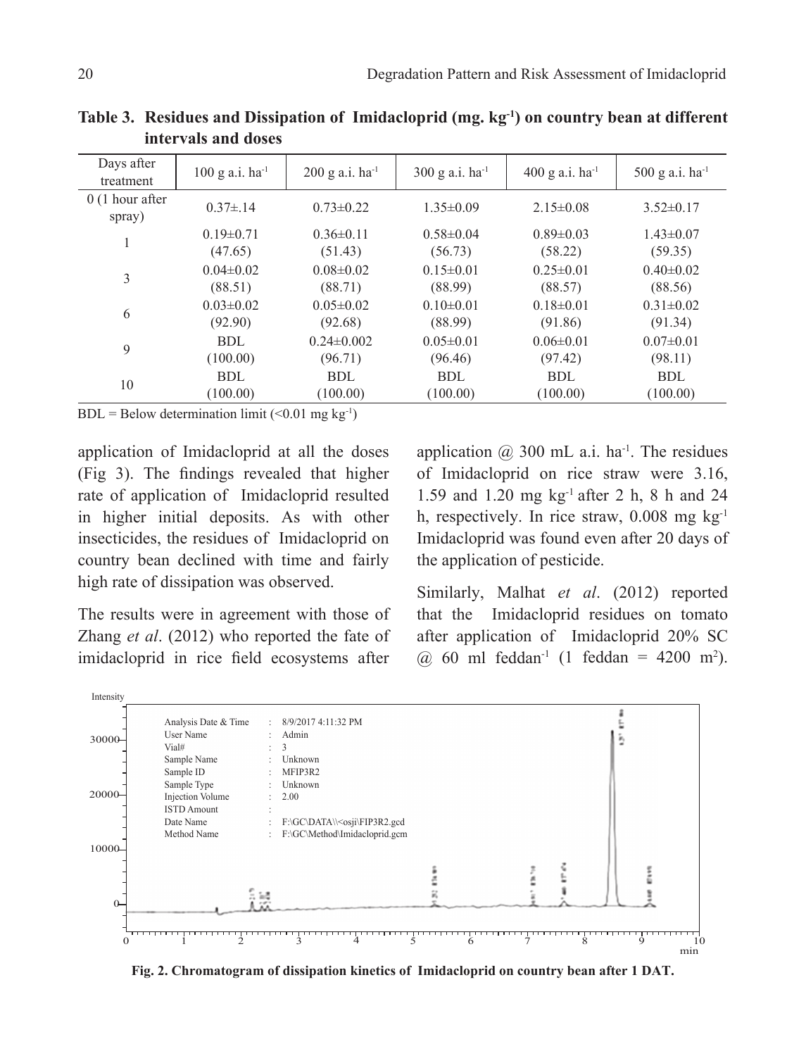**Table 3. Residues and Dissipation of Imidacloprid (mg. $kg^{-1}$) on country bean at different intervals and doses**

| Days after treatment | 100 g a.i. $ha^{-1}$ | 200 g a.i. $ha^{-1}$ | 300 g a.i. $ha^{-1}$ | 400 g a.i. $ha^{-1}$ | 500 g a.i. $ha^{-1}$ |
|---|---|---|---|---|---|
| 0 (1 hour after spray) | 0.37±.14 | 0.73±0.22 | 1.35±0.09 | 2.15±0.08 | 3.52±0.17 |
| 1 | 0.19±0.71 (47.65) | 0.36±0.11 (51.43) | 0.58±0.04 (56.73) | 0.89±0.03 (58.22) | 1.43±0.07 (59.35) |
| 3 | 0.04±0.02 (88.51) | 0.08±0.02 (88.71) | 0.15±0.01 (88.99) | 0.25±0.01 (88.57) | 0.40±0.02 (88.56) |
| 6 | 0.03±0.02 (92.90) | 0.05±0.02 (92.68) | 0.10±0.01 (88.99) | 0.18±0.01 (91.86) | 0.31±0.02 (91.34) |
| 9 | BDL (100.00) | 0.24±0.002 (96.71) | 0.05±0.01 (96.46) | 0.06±0.01 (97.42) | 0.07±0.01 (98.11) |
| 10 | BDL (100.00) | BDL (100.00) | BDL (100.00) | BDL (100.00) | BDL (100.00) |

BDL = Below determination limit (<0.01 mg $kg^{-1}$)

application of Imidacloprid at all the doses (Fig 3). The findings revealed that higher rate of application of Imidacloprid resulted in higher initial deposits. As with other insecticides, the residues of Imidacloprid on country bean declined with time and fairly high rate of dissipation was observed.

The results were in agreement with those of Zhang *et al*. (2012) who reported the fate of imidacloprid in rice field ecosystems after application @ 300 mL a.i. $ha^{-1}$. The residues of Imidacloprid on rice straw were 3.16, 1.59 and 1.20 mg $kg^{-1}$ after 2 h, 8 h and 24 h, respectively. In rice straw, 0.008 mg $kg^{-1}$ Imidacloprid was found even after 20 days of the application of pesticide.

Similarly, Malhat *et al*. (2012) reported that the Imidacloprid residues on tomato after application of Imidacloprid 20% SC @ 60 ml $feddan^{-1}$ (1 feddan = 4200 $m^2$).

**Fig. 2. Chromatogram of dissipation kinetics of Imidacloprid on country bean after 1 DAT.**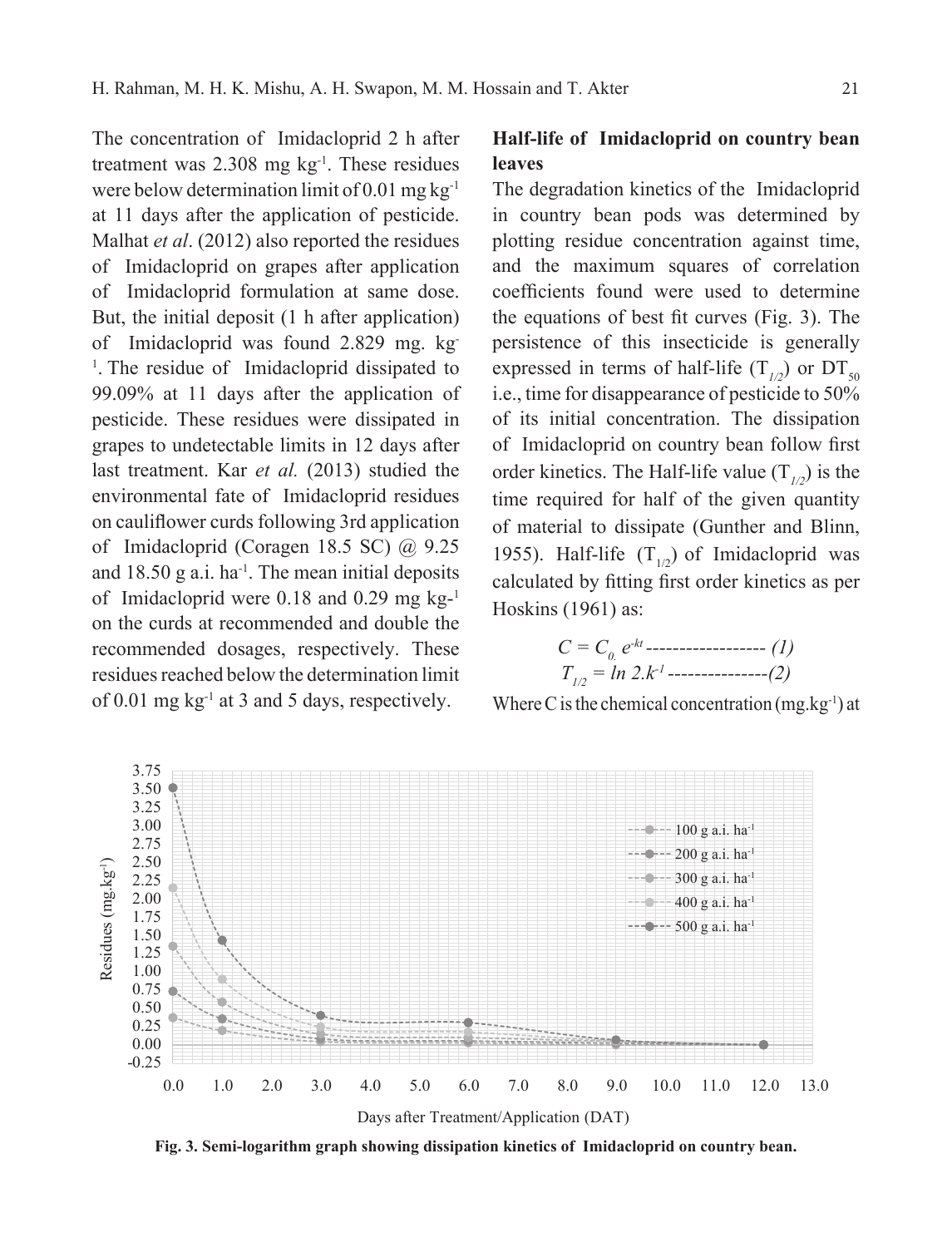The concentration of Imidacloprid 2 h after treatment was 2.308 mg $kg^{-1}$. These residues were below determination limit of 0.01 mg $kg^{-1}$ at 11 days after the application of pesticide. Malhat *et al*. (2012) also reported the residues of Imidacloprid on grapes after application of Imidacloprid formulation at same dose. But, the initial deposit (1 h after application) of Imidacloprid was found 2.829 mg. $kg^{-1}$. The residue of Imidacloprid dissipated to 99.09% at 11 days after the application of pesticide. These residues were dissipated in grapes to undetectable limits in 12 days after last treatment. Kar *et al.* (2013) studied the environmental fate of Imidacloprid residues on cauliflower curds following 3rd application of Imidacloprid (Coragen 18.5 SC) @ 9.25 and 18.50 g a.i. $ha^{-1}$. The mean initial deposits of Imidacloprid were 0.18 and 0.29 mg kg-1 on the curds at recommended and double the recommended dosages, respectively. These residues reached below the determination limit of 0.01 mg $kg^{-1}$ at 3 and 5 days, respectively.

## Half-life of Imidacloprid on country bean leaves

The degradation kinetics of the Imidacloprid in country bean pods was determined by plotting residue concentration against time, and the maximum squares of correlation coefficients found were used to determine the equations of best fit curves (Fig. 3). The persistence of this insecticide is generally expressed in terms of half-life ($T_{1/2}$) or $DT_{50}$ i.e., time for disappearance of pesticide to 50% of its initial concentration. The dissipation of Imidacloprid on country bean follow first order kinetics. The Half-life value ($T_{1/2}$) is the time required for half of the given quantity of material to dissipate (Gunther and Blinn, 1955). Half-life ($T_{1/2}$) of Imidacloprid was calculated by fitting first order kinetics as per Hoskins (1961) as:

$$C = C_{0.} e^{-kt} \text{ ------------------ (1)}$$

$$T_{1/2} = \ln 2.k^{-1} \text{ ---------------(2)}$$

Where C is the chemical concentration ($mg.kg^{-1}$) at

**Fig. 3. Semi-logarithm graph showing dissipation kinetics of Imidacloprid on country bean.**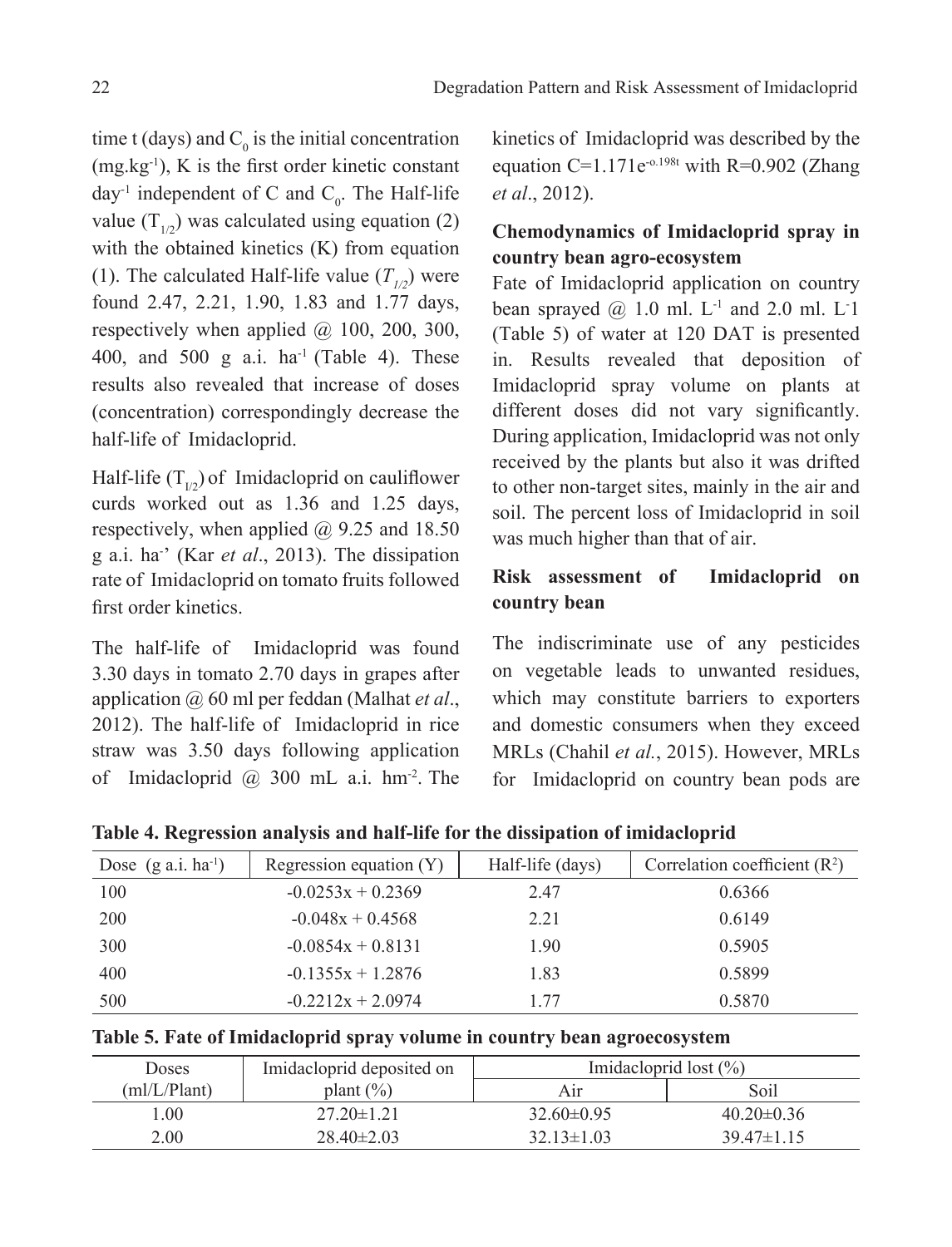time t (days) and $C_0$ is the initial concentration ($mg.kg^{-1}$), K is the first order kinetic constant $day^{-1}$ independent of C and $C_0$. The Half-life value ($T_{1/2}$) was calculated using equation (2) with the obtained kinetics (K) from equation (1). The calculated Half-life value ($T_{1/2}$) were found 2.47, 2.21, 1.90, 1.83 and 1.77 days, respectively when applied @ 100, 200, 300, 400, and 500 g a.i. $ha^{-1}$ (Table 4). These results also revealed that increase of doses (concentration) correspondingly decrease the half-life of Imidacloprid.

Half-life ($T_{1/2}$) of Imidacloprid on cauliflower curds worked out as 1.36 and 1.25 days, respectively, when applied @ 9.25 and 18.50 g a.i. ha-' (Kar *et al*., 2013). The dissipation rate of Imidacloprid on tomato fruits followed first order kinetics.

The half-life of Imidacloprid was found 3.30 days in tomato 2.70 days in grapes after application @ 60 ml per feddan (Malhat *et al*., 2012). The half-life of Imidacloprid in rice straw was 3.50 days following application of Imidacloprid @ 300 mL a.i. $hm^{-2}$. The kinetics of Imidacloprid was described by the equation $C=1.171e^{-o.198t}$ with R=0.902 (Zhang *et al*., 2012).

**Chemodynamics of Imidacloprid spray in country bean agro-ecosystem**

Fate of Imidacloprid application on country bean sprayed @ 1.0 ml. $L^{-1}$ and 2.0 ml. $L^{-}1$ (Table 5) of water at 120 DAT is presented in. Results revealed that deposition of Imidacloprid spray volume on plants at different doses did not vary significantly. During application, Imidacloprid was not only received by the plants but also it was drifted to other non-target sites, mainly in the air and soil. The percent loss of Imidacloprid in soil was much higher than that of air.

**Risk assessment of Imidacloprid on country bean**

The indiscriminate use of any pesticides on vegetable leads to unwanted residues, which may constitute barriers to exporters and domestic consumers when they exceed MRLs (Chahil *et al.*, 2015). However, MRLs for Imidacloprid on country bean pods are

**Table 4. Regression analysis and half-life for the dissipation of imidacloprid**

| Dose (g a.i. $ha^{-1}$) | Regression equation (Y) | Half-life (days) | Correlation coefficient ($R^2$) |
|---|---|---|---|
| 100 | -0.0253x + 0.2369 | 2.47 | 0.6366 |
| 200 | -0.048x + 0.4568 | 2.21 | 0.6149 |
| 300 | -0.0854x + 0.8131 | 1.90 | 0.5905 |
| 400 | -0.1355x + 1.2876 | 1.83 | 0.5899 |
| 500 | -0.2212x + 2.0974 | 1.77 | 0.5870 |

**Table 5. Fate of Imidacloprid spray volume in country bean agroecosystem**

| Doses (ml/L/Plant) | Imidacloprid deposited on plant (%) | Imidacloprid lost (%) | |
|---|---|---|---|
| | | Air | Soil |
| 1.00 | 27.20±1.21 | 32.60±0.95 | 40.20±0.36 |
| 2.00 | 28.40±2.03 | 32.13±1.03 | 39.47±1.15 |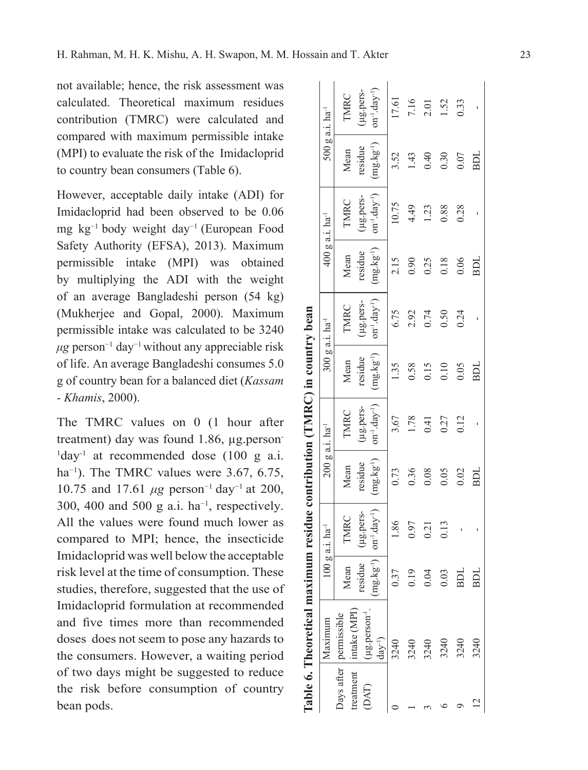not available; hence, the risk assessment was calculated. Theoretical maximum residues contribution (TMRC) were calculated and compared with maximum permissible intake (MPI) to evaluate the risk of the Imidacloprid to country bean consumers (Table 6).

However, acceptable daily intake (ADI) for Imidacloprid had been observed to be 0.06 mg $kg^{-1}$ body weight $day^{-1}$ (European Food Safety Authority (EFSA), 2013). Maximum permissible intake (MPI) was obtained by multiplying the ADI with the weight of an average Bangladeshi person (54 kg) (Mukherjee and Gopal, 2000). Maximum permissible intake was calculated to be 3240 $\mu g$ $person^{-1}$ $day^{-1}$ without any appreciable risk of life. An average Bangladeshi consumes 5.0 g of country bean for a balanced diet (*Kassam - Khamis*, 2000).

The TMRC values on 0 (1 hour after treatment) day was found 1.86, µg.$person^{-1}$$day^{-1}$ at recommended dose (100 g a.i. $ha^{-1}$). The TMRC values were 3.67, 6.75, 10.75 and 17.61 $\mu g$ $person^{-1}$ $day^{-1}$ at 200, 300, 400 and 500 g a.i. $ha^{-1}$, respectively. All the values were found much lower as compared to MPI; hence, the insecticide Imidacloprid was well below the acceptable risk level at the time of consumption. These studies, therefore, suggested that the use of Imidacloprid formulation at recommended and five times more than recommended doses does not seem to pose any hazards to the consumers. However, a waiting period of two days might be suggested to reduce the risk before consumption of country bean pods.

**Table 6. Theoretical maximum residue contribution (TMRC) in country bean**

| Days after treatment (DAT) | Maximum permissible intake (MPI) (µg.$person^{-1}$.$day^{-1}$) | 100 g a.i. $ha^{-1}$ | | 200 g a.i. $ha^{-1}$ | | 300 g a.i. $ha^{-1}$ | | 400 g a.i. $ha^{-1}$ | | 500 g a.i. $ha^{-1}$ | |
|---|---|---|---|---|---|---|---|---|---|---|---|
| | | Mean residue (mg.$kg^{-1}$) | TMRC (µg.$person^{-1}$.$day^{-1}$) | Mean residue (mg.$kg^{-1}$) | TMRC (µg.$person^{-1}$.$day^{-1}$) | Mean residue (mg.$kg^{-1}$) | TMRC (µg.$person^{-1}$.$day^{-1}$) | Mean residue (mg.$kg^{-1}$) | TMRC (µg.$person^{-1}$.$day^{-1}$) | Mean residue (mg.$kg^{-1}$) | TMRC (µg.$person^{-1}$.$day^{-1}$) |
| 0 | 3240 | 0.37 | 1.86 | 0.73 | 3.67 | 1.35 | 6.75 | 2.15 | 10.75 | 3.52 | 17.61 |
| 1 | 3240 | 0.19 | 0.97 | 0.36 | 1.78 | 0.58 | 2.92 | 0.90 | 4.49 | 1.43 | 7.16 |
| 3 | 3240 | 0.04 | 0.21 | 0.08 | 0.41 | 0.15 | 0.74 | 0.25 | 1.23 | 0.40 | 2.01 |
| 6 | 3240 | 0.03 | 0.13 | 0.05 | 0.27 | 0.10 | 0.50 | 0.18 | 0.88 | 0.30 | 1.52 |
| 9 | 3240 | BDL | - | 0.02 | 0.12 | 0.05 | 0.24 | 0.06 | 0.28 | 0.07 | 0.33 |
| 12 | 3240 | BDL | - | BDL | - | BDL | - | BDL | - | BDL | - |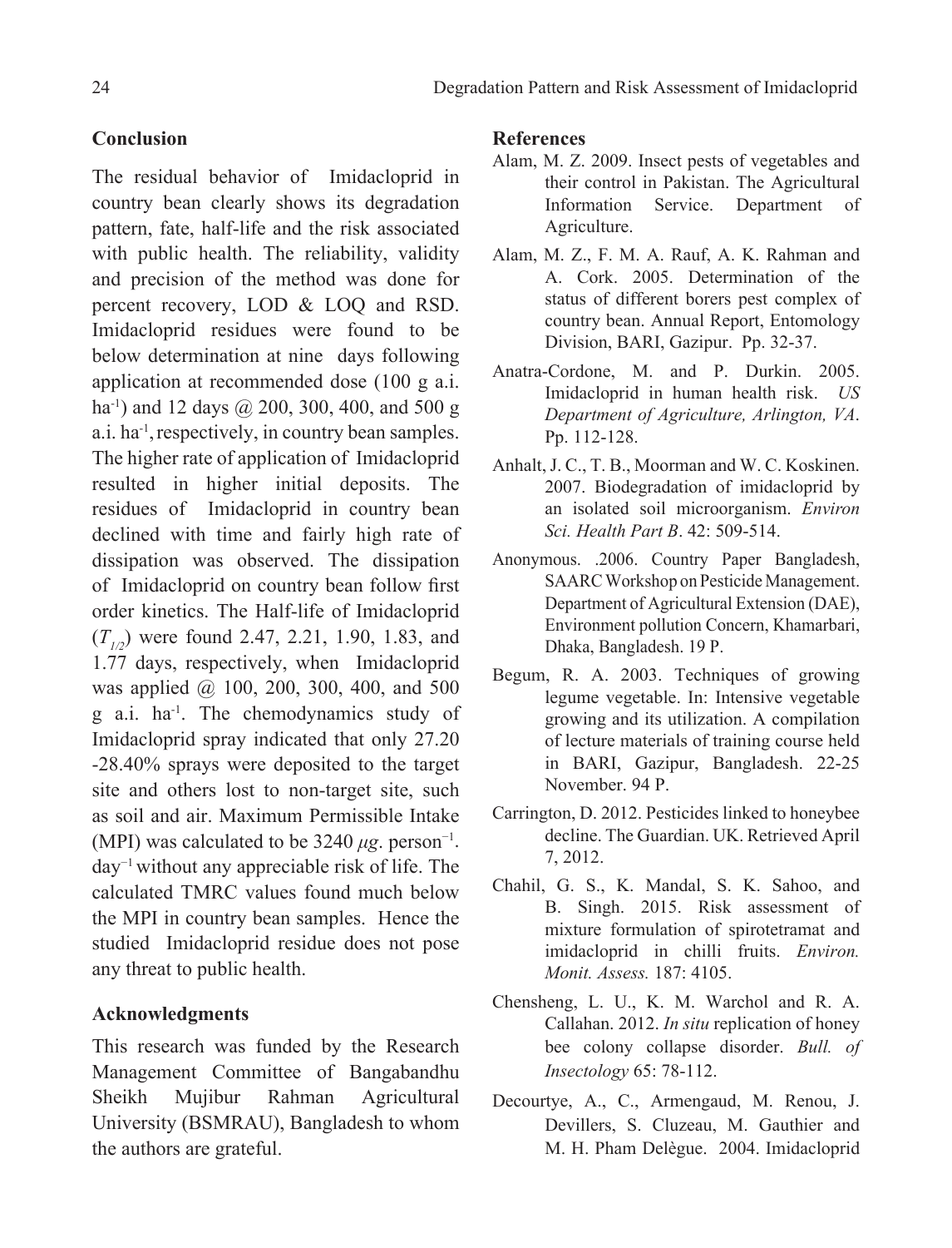## Conclusion

The residual behavior of Imidacloprid in country bean clearly shows its degradation pattern, fate, half-life and the risk associated with public health. The reliability, validity and precision of the method was done for percent recovery, LOD & LOQ and RSD. Imidacloprid residues were found to be below determination at nine days following application at recommended dose (100 g a.i. ha$^{-1}$) and 12 days @ 200, 300, 400, and 500 g a.i. ha$^{-1}$, respectively, in country bean samples. The higher rate of application of Imidacloprid resulted in higher initial deposits. The residues of Imidacloprid in country bean declined with time and fairly high rate of dissipation was observed. The dissipation of Imidacloprid on country bean follow first order kinetics. The Half-life of Imidacloprid ($T_{1/2}$) were found 2.47, 2.21, 1.90, 1.83, and 1.77 days, respectively, when Imidacloprid was applied @ 100, 200, 300, 400, and 500 g a.i. ha$^{-1}$. The chemodynamics study of Imidacloprid spray indicated that only 27.20 -28.40% sprays were deposited to the target site and others lost to non-target site, such as soil and air. Maximum Permissible Intake (MPI) was calculated to be 3240 $\mu g$. person$^{-1}$. day$^{-1}$ without any appreciable risk of life. The calculated TMRC values found much below the MPI in country bean samples. Hence the studied Imidacloprid residue does not pose any threat to public health.

## Acknowledgments

This research was funded by the Research Management Committee of Bangabandhu Sheikh Mujibur Rahman Agricultural University (BSMRAU), Bangladesh to whom the authors are grateful.

## References

Alam, M. Z. 2009. Insect pests of vegetables and their control in Pakistan. The Agricultural Information Service. Department of Agriculture.

Alam, M. Z., F. M. A. Rauf, A. K. Rahman and A. Cork. 2005. Determination of the status of different borers pest complex of country bean. Annual Report, Entomology Division, BARI, Gazipur. Pp. 32-37.

Anatra-Cordone, M. and P. Durkin. 2005. Imidacloprid in human health risk. *US Department of Agriculture, Arlington, VA*. Pp. 112-128.

Anhalt, J. C., T. B., Moorman and W. C. Koskinen. 2007. Biodegradation of imidacloprid by an isolated soil microorganism. *Environ Sci. Health Part B*. 42: 509-514.

Anonymous. .2006. Country Paper Bangladesh, SAARC Workshop on Pesticide Management. Department of Agricultural Extension (DAE), Environment pollution Concern, Khamarbari, Dhaka, Bangladesh. 19 P.

Begum, R. A. 2003. Techniques of growing legume vegetable. In: Intensive vegetable growing and its utilization. A compilation of lecture materials of training course held in BARI, Gazipur, Bangladesh. 22-25 November. 94 P.

Carrington, D. 2012. Pesticides linked to honeybee decline. The Guardian. UK. Retrieved April 7, 2012.

Chahil, G. S., K. Mandal, S. K. Sahoo, and B. Singh. 2015. Risk assessment of mixture formulation of spirotetramat and imidacloprid in chilli fruits. *Environ. Monit. Assess.* 187: 4105.

Chensheng, L. U., K. M. Warchol and R. A. Callahan. 2012. *In situ* replication of honey bee colony collapse disorder. *Bull. of Insectology* 65: 78-112.

Decourtye, A., C., Armengaud, M. Renou, J. Devillers, S. Cluzeau, M. Gauthier and M. H. Pham Delègue. 2004. Imidacloprid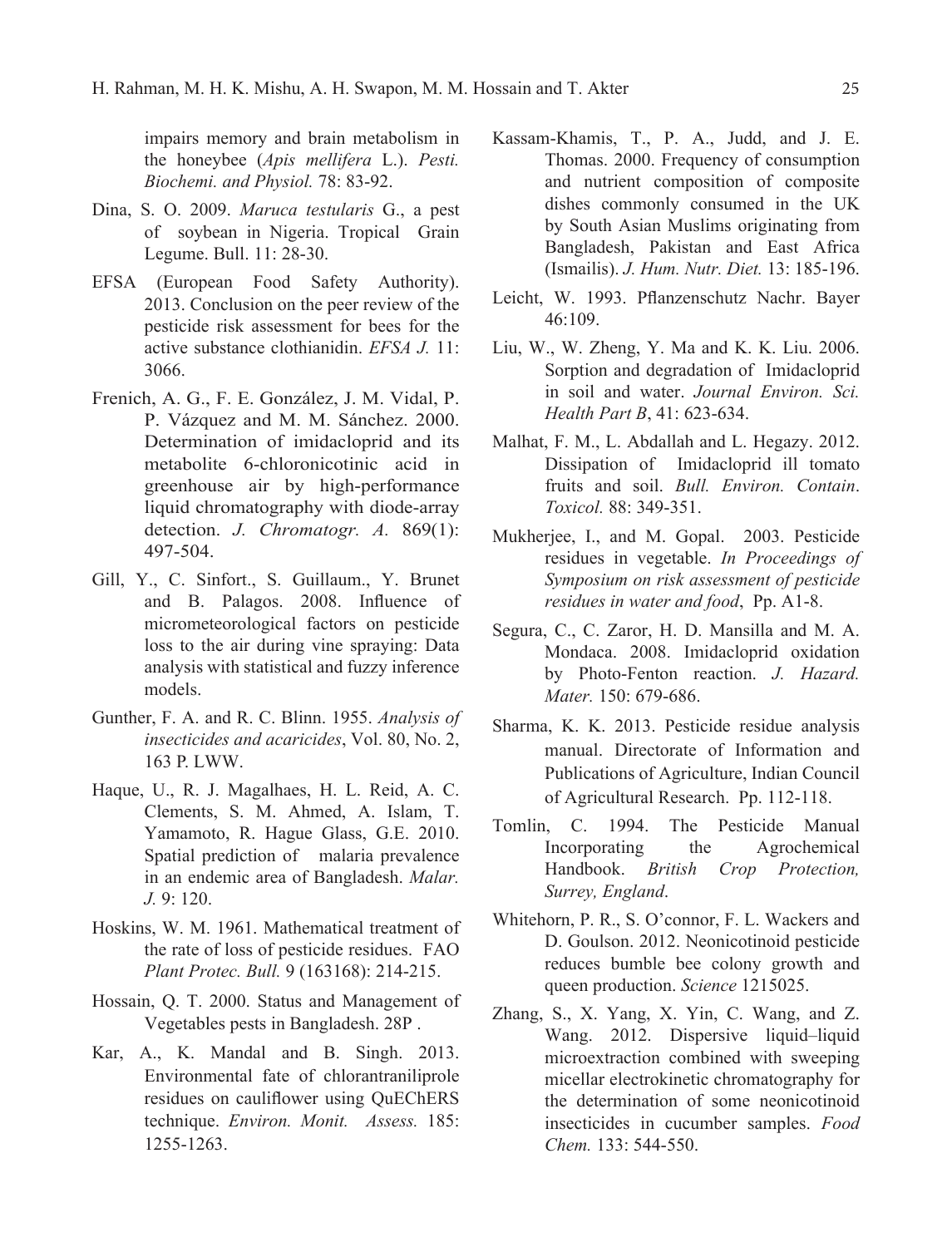impairs memory and brain metabolism in the honeybee (*Apis mellifera* L.). *Pesti. Biochemi. and Physiol.* 78: 83-92.

Dina, S. O. 2009. *Maruca testularis* G., a pest of soybean in Nigeria. Tropical Grain Legume. Bull. 11: 28-30.

EFSA (European Food Safety Authority). 2013. Conclusion on the peer review of the pesticide risk assessment for bees for the active substance clothianidin. *EFSA J.* 11: 3066.

Frenich, A. G., F. E. González, J. M. Vidal, P. P. Vázquez and M. M. Sánchez. 2000. Determination of imidacloprid and its metabolite 6-chloronicotinic acid in greenhouse air by high-performance liquid chromatography with diode-array detection. *J. Chromatogr. A.* 869(1): 497-504.

Gill, Y., C. Sinfort., S. Guillaum., Y. Brunet and B. Palagos. 2008. Influence of micrometeorological factors on pesticide loss to the air during vine spraying: Data analysis with statistical and fuzzy inference models.

Gunther, F. A. and R. C. Blinn. 1955. *Analysis of insecticides and acaricides*, Vol. 80, No. 2, 163 P. LWW.

Haque, U., R. J. Magalhaes, H. L. Reid, A. C. Clements, S. M. Ahmed, A. Islam, T. Yamamoto, R. Hague Glass, G.E. 2010. Spatial prediction of malaria prevalence in an endemic area of Bangladesh. *Malar. J.* 9: 120.

Hoskins, W. M. 1961. Mathematical treatment of the rate of loss of pesticide residues. FAO *Plant Protec. Bull.* 9 (163168): 214-215.

Hossain, Q. T. 2000. Status and Management of Vegetables pests in Bangladesh. 28P .

Kar, A., K. Mandal and B. Singh. 2013. Environmental fate of chlorantraniliprole residues on cauliflower using QuEChERS technique. *Environ. Monit. Assess.* 185: 1255-1263.

Kassam-Khamis, T., P. A., Judd, and J. E. Thomas. 2000. Frequency of consumption and nutrient composition of composite dishes commonly consumed in the UK by South Asian Muslims originating from Bangladesh, Pakistan and East Africa (Ismailis). *J. Hum. Nutr. Diet.* 13: 185-196.

Leicht, W. 1993. Pflanzenschutz Nachr. Bayer 46:109.

Liu, W., W. Zheng, Y. Ma and K. K. Liu. 2006. Sorption and degradation of Imidacloprid in soil and water. *Journal Environ. Sci. Health Part B*, 41: 623-634.

Malhat, F. M., L. Abdallah and L. Hegazy. 2012. Dissipation of Imidacloprid ill tomato fruits and soil. *Bull. Environ. Contain. Toxicol.* 88: 349-351.

Mukherjee, I., and M. Gopal. 2003. Pesticide residues in vegetable. *In Proceedings of Symposium on risk assessment of pesticide residues in water and food*, Pp. A1-8.

Segura, C., C. Zaror, H. D. Mansilla and M. A. Mondaca. 2008. Imidacloprid oxidation by Photo-Fenton reaction. *J. Hazard. Mater.* 150: 679-686.

Sharma, K. K. 2013. Pesticide residue analysis manual. Directorate of Information and Publications of Agriculture, Indian Council of Agricultural Research. Pp. 112-118.

Tomlin, C. 1994. The Pesticide Manual Incorporating the Agrochemical Handbook. *British Crop Protection, Surrey, England*.

Whitehorn, P. R., S. O'connor, F. L. Wackers and D. Goulson. 2012. Neonicotinoid pesticide reduces bumble bee colony growth and queen production. *Science* 1215025.

Zhang, S., X. Yang, X. Yin, C. Wang, and Z. Wang. 2012. Dispersive liquid–liquid microextraction combined with sweeping micellar electrokinetic chromatography for the determination of some neonicotinoid insecticides in cucumber samples. *Food Chem.* 133: 544-550.